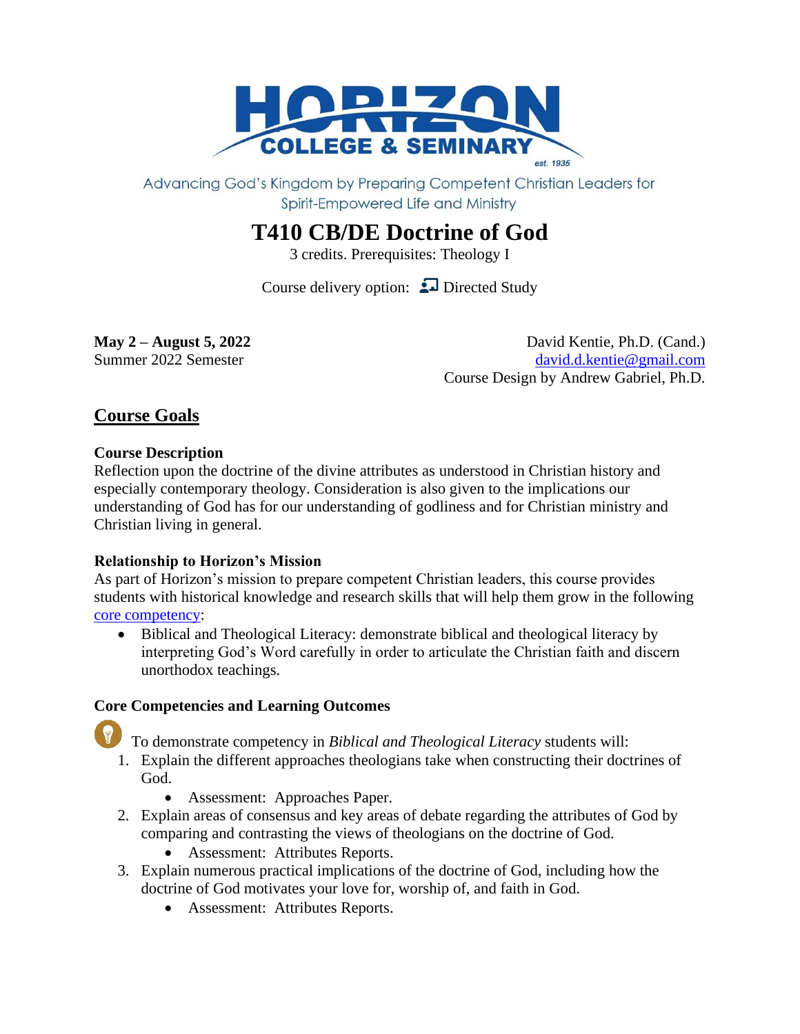HORIZON COLLEGE & SEMINARY est. 1935

Advancing God's Kingdom by Preparing Competent Christian Leaders for Spirit-Empowered Life and Ministry

# T410 CB/DE Doctrine of God

3 credits. Prerequisites: Theology I

Course delivery option: Directed Study

**May 2 – August 5, 2022**
Summer 2022 Semester

David Kentie, Ph.D. (Cand.)
david.d.kentie@gmail.com
Course Design by Andrew Gabriel, Ph.D.

## Course Goals

### Course Description

Reflection upon the doctrine of the divine attributes as understood in Christian history and especially contemporary theology. Consideration is also given to the implications our understanding of God has for our understanding of godliness and for Christian ministry and Christian living in general.

### Relationship to Horizon's Mission

As part of Horizon's mission to prepare competent Christian leaders, this course provides students with historical knowledge and research skills that will help them grow in the following core competency:

- Biblical and Theological Literacy: demonstrate biblical and theological literacy by interpreting God's Word carefully in order to articulate the Christian faith and discern unorthodox teachings.

### Core Competencies and Learning Outcomes

To demonstrate competency in *Biblical and Theological Literacy* students will:

1. Explain the different approaches theologians take when constructing their doctrines of God.
   - Assessment: Approaches Paper.
2. Explain areas of consensus and key areas of debate regarding the attributes of God by comparing and contrasting the views of theologians on the doctrine of God.
   - Assessment: Attributes Reports.
3. Explain numerous practical implications of the doctrine of God, including how the doctrine of God motivates your love for, worship of, and faith in God.
   - Assessment: Attributes Reports.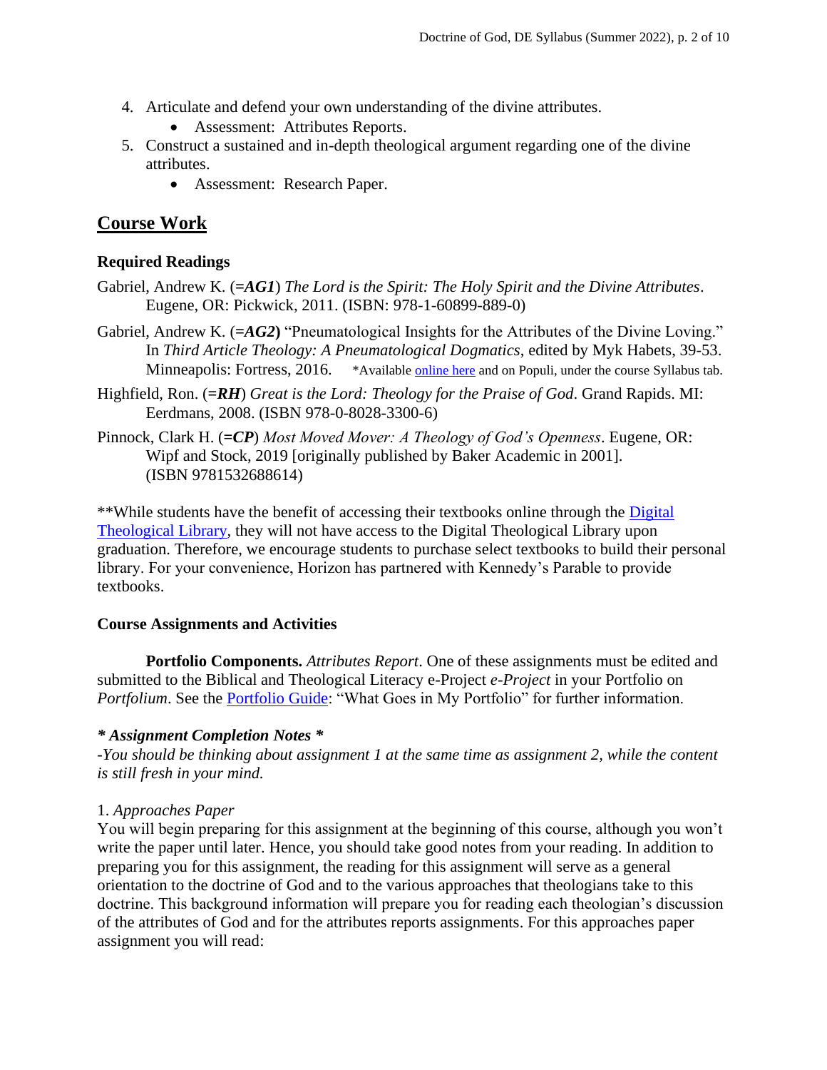4. Articulate and defend your own understanding of the divine attributes.
    - Assessment: Attributes Reports.
5. Construct a sustained and in-depth theological argument regarding one of the divine attributes.
    - Assessment: Research Paper.

## Course Work

### Required Readings

Gabriel, Andrew K. (=***AG1***) *The Lord is the Spirit: The Holy Spirit and the Divine Attributes*. Eugene, OR: Pickwick, 2011. (ISBN: 978-1-60899-889-0)

Gabriel, Andrew K. (=***AG2***) "Pneumatological Insights for the Attributes of the Divine Loving." In *Third Article Theology: A Pneumatological Dogmatics*, edited by Myk Habets, 39-53. Minneapolis: Fortress, 2016. *Available online here and on Populi, under the course Syllabus tab.

Highfield, Ron. (=***RH***) *Great is the Lord: Theology for the Praise of God*. Grand Rapids. MI: Eerdmans, 2008. (ISBN 978-0-8028-3300-6)

Pinnock, Clark H. (=***CP***) *Most Moved Mover: A Theology of God's Openness*. Eugene, OR: Wipf and Stock, 2019 [originally published by Baker Academic in 2001]. (ISBN 9781532688614)

**While students have the benefit of accessing their textbooks online through the Digital Theological Library, they will not have access to the Digital Theological Library upon graduation. Therefore, we encourage students to purchase select textbooks to build their personal library. For your convenience, Horizon has partnered with Kennedy's Parable to provide textbooks.

### Course Assignments and Activities

**Portfolio Components.** *Attributes Report*. One of these assignments must be edited and submitted to the Biblical and Theological Literacy e-Project *e-Project* in your Portfolio on *Portfolium*. See the Portfolio Guide: "What Goes in My Portfolio" for further information.

***\* Assignment Completion Notes \****

*-You should be thinking about assignment 1 at the same time as assignment 2, while the content is still fresh in your mind.*

1. *Approaches Paper*

You will begin preparing for this assignment at the beginning of this course, although you won't write the paper until later. Hence, you should take good notes from your reading. In addition to preparing you for this assignment, the reading for this assignment will serve as a general orientation to the doctrine of God and to the various approaches that theologians take to this doctrine. This background information will prepare you for reading each theologian's discussion of the attributes of God and for the attributes reports assignments. For this approaches paper assignment you will read: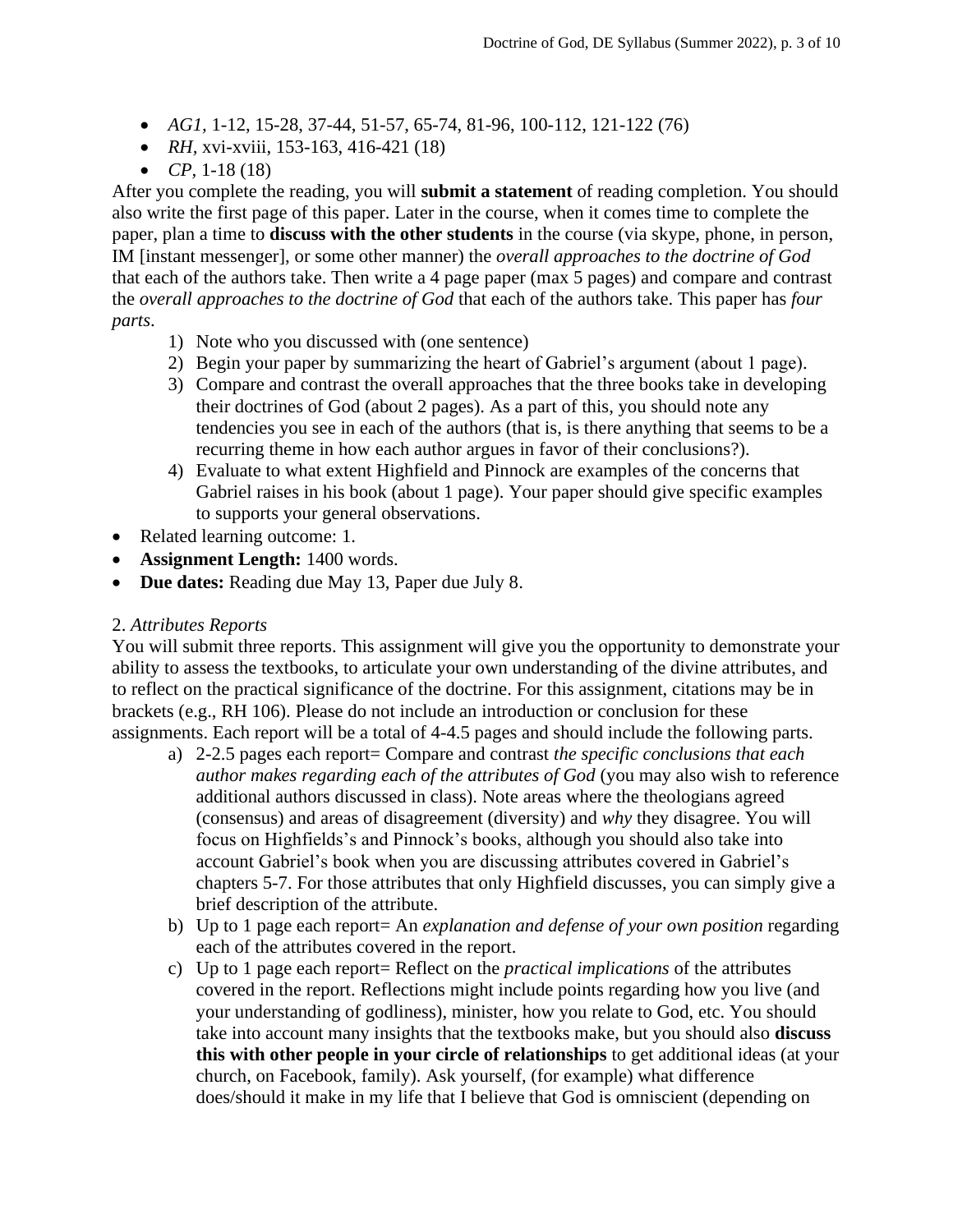- *AG1*, 1-12, 15-28, 37-44, 51-57, 65-74, 81-96, 100-112, 121-122 (76)
- *RH*, xvi-xviii, 153-163, 416-421 (18)
- *CP*, 1-18 (18)

After you complete the reading, you will **submit a statement** of reading completion. You should also write the first page of this paper. Later in the course, when it comes time to complete the paper, plan a time to **discuss with the other students** in the course (via skype, phone, in person, IM [instant messenger], or some other manner) the *overall approaches to the doctrine of God* that each of the authors take. Then write a 4 page paper (max 5 pages) and compare and contrast the *overall approaches to the doctrine of God* that each of the authors take. This paper has *four parts*.

1) Note who you discussed with (one sentence)
2) Begin your paper by summarizing the heart of Gabriel's argument (about 1 page).
3) Compare and contrast the overall approaches that the three books take in developing their doctrines of God (about 2 pages). As a part of this, you should note any tendencies you see in each of the authors (that is, is there anything that seems to be a recurring theme in how each author argues in favor of their conclusions?).
4) Evaluate to what extent Highfield and Pinnock are examples of the concerns that Gabriel raises in his book (about 1 page). Your paper should give specific examples to supports your general observations.

- Related learning outcome: 1.
- **Assignment Length:** 1400 words.
- **Due dates:** Reading due May 13, Paper due July 8.

2. *Attributes Reports*

You will submit three reports. This assignment will give you the opportunity to demonstrate your ability to assess the textbooks, to articulate your own understanding of the divine attributes, and to reflect on the practical significance of the doctrine. For this assignment, citations may be in brackets (e.g., RH 106). Please do not include an introduction or conclusion for these assignments. Each report will be a total of 4-4.5 pages and should include the following parts.

a) 2-2.5 pages each report= Compare and contrast *the specific conclusions that each author makes regarding each of the attributes of God* (you may also wish to reference additional authors discussed in class). Note areas where the theologians agreed (consensus) and areas of disagreement (diversity) and *why* they disagree. You will focus on Highfields's and Pinnock's books, although you should also take into account Gabriel's book when you are discussing attributes covered in Gabriel's chapters 5-7. For those attributes that only Highfield discusses, you can simply give a brief description of the attribute.
b) Up to 1 page each report= An *explanation and defense of your own position* regarding each of the attributes covered in the report.
c) Up to 1 page each report= Reflect on the *practical implications* of the attributes covered in the report. Reflections might include points regarding how you live (and your understanding of godliness), minister, how you relate to God, etc. You should take into account many insights that the textbooks make, but you should also **discuss this with other people in your circle of relationships** to get additional ideas (at your church, on Facebook, family). Ask yourself, (for example) what difference does/should it make in my life that I believe that God is omniscient (depending on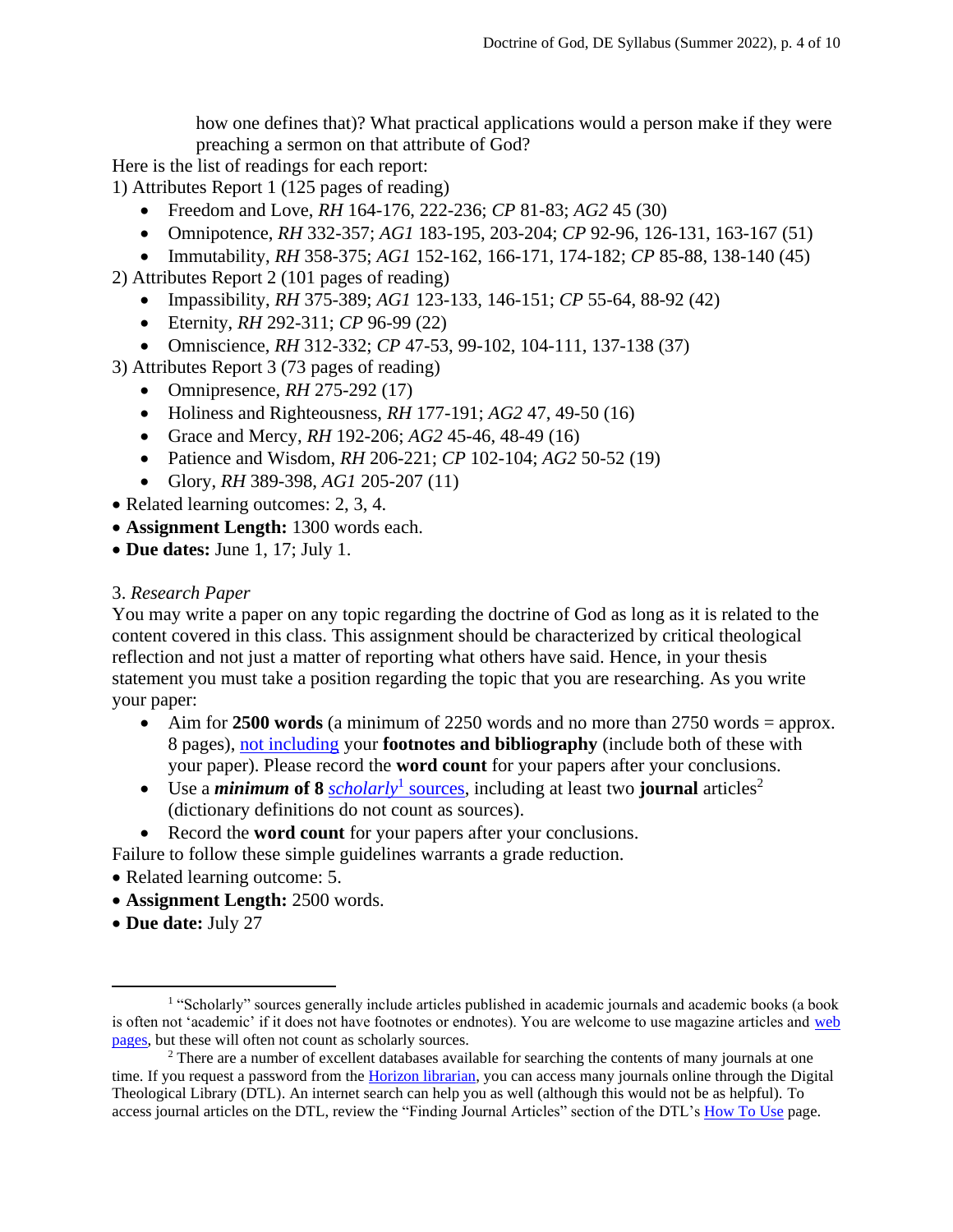how one defines that)? What practical applications would a person make if they were preaching a sermon on that attribute of God?

Here is the list of readings for each report:

1) Attributes Report 1 (125 pages of reading)
   - Freedom and Love, *RH* 164-176, 222-236; *CP* 81-83; *AG2* 45 (30)
   - Omnipotence, *RH* 332-357; *AG1* 183-195, 203-204; *CP* 92-96, 126-131, 163-167 (51)
   - Immutability, *RH* 358-375; *AG1* 152-162, 166-171, 174-182; *CP* 85-88, 138-140 (45)
2) Attributes Report 2 (101 pages of reading)
   - Impassibility, *RH* 375-389; *AG1* 123-133, 146-151; *CP* 55-64, 88-92 (42)
   - Eternity, *RH* 292-311; *CP* 96-99 (22)
   - Omniscience, *RH* 312-332; *CP* 47-53, 99-102, 104-111, 137-138 (37)
3) Attributes Report 3 (73 pages of reading)
   - Omnipresence, *RH* 275-292 (17)
   - Holiness and Righteousness, *RH* 177-191; *AG2* 47, 49-50 (16)
   - Grace and Mercy, *RH* 192-206; *AG2* 45-46, 48-49 (16)
   - Patience and Wisdom, *RH* 206-221; *CP* 102-104; *AG2* 50-52 (19)
   - Glory, *RH* 389-398, *AG1* 205-207 (11)

- Related learning outcomes: 2, 3, 4.
- **Assignment Length:** 1300 words each.
- **Due dates:** June 1, 17; July 1.

3. *Research Paper*

You may write a paper on any topic regarding the doctrine of God as long as it is related to the content covered in this class. This assignment should be characterized by critical theological reflection and not just a matter of reporting what others have said. Hence, in your thesis statement you must take a position regarding the topic that you are researching. As you write your paper:

- Aim for **2500 words** (a minimum of 2250 words and no more than 2750 words = approx. 8 pages), not including your **footnotes and bibliography** (include both of these with your paper). Please record the **word count** for your papers after your conclusions.
- Use a ***minimum* of 8** *scholarly*[1] sources, including at least two **journal** articles[2] (dictionary definitions do not count as sources).
- Record the **word count** for your papers after your conclusions.

Failure to follow these simple guidelines warrants a grade reduction.

- Related learning outcome: 5.
- **Assignment Length:** 2500 words.
- **Due date:** July 27

---

[1] "Scholarly" sources generally include articles published in academic journals and academic books (a book is often not 'academic' if it does not have footnotes or endnotes). You are welcome to use magazine articles and web pages, but these will often not count as scholarly sources.

[2] There are a number of excellent databases available for searching the contents of many journals at one time. If you request a password from the Horizon librarian, you can access many journals online through the Digital Theological Library (DTL). An internet search can help you as well (although this would not be as helpful). To access journal articles on the DTL, review the "Finding Journal Articles" section of the DTL's How To Use page.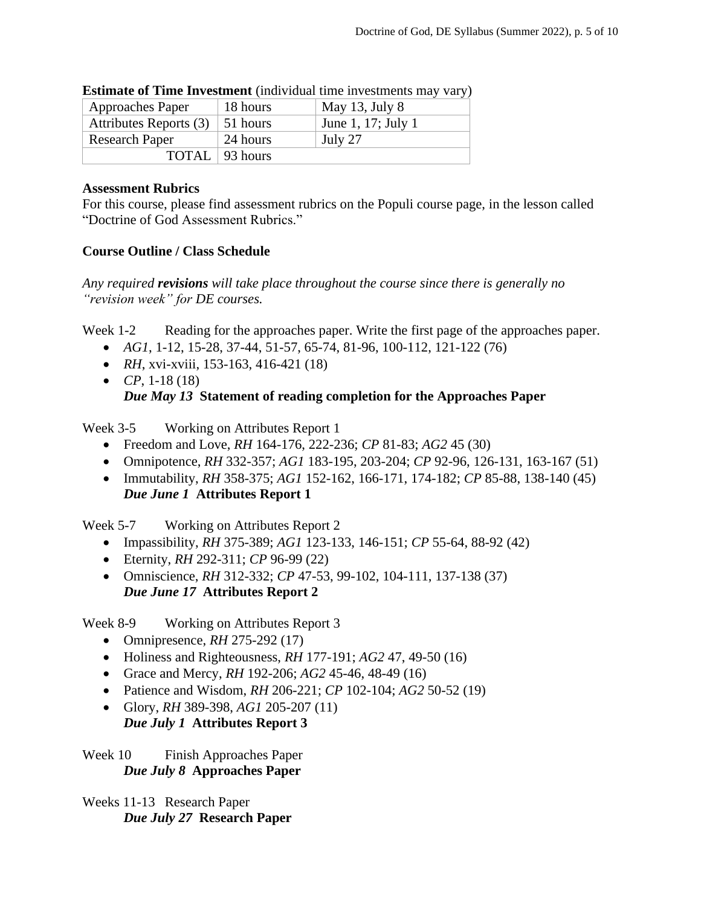**Estimate of Time Investment** (individual time investments may vary)

| Approaches Paper | 18 hours | May 13, July 8 |
|---|---|---|
| Attributes Reports (3) | 51 hours | June 1, 17; July 1 |
| Research Paper | 24 hours | July 27 |
| TOTAL | 93 hours | |

**Assessment Rubrics**

For this course, please find assessment rubrics on the Populi course page, in the lesson called "Doctrine of God Assessment Rubrics."

**Course Outline / Class Schedule**

*Any required **revisions** will take place throughout the course since there is generally no "revision week" for DE courses.*

Week 1-2 Reading for the approaches paper. Write the first page of the approaches paper.

- *AG1*, 1-12, 15-28, 37-44, 51-57, 65-74, 81-96, 100-112, 121-122 (76)
- *RH*, xvi-xviii, 153-163, 416-421 (18)
- *CP*, 1-18 (18)

  ***Due May 13*** **Statement of reading completion for the Approaches Paper**

Week 3-5 Working on Attributes Report 1

- Freedom and Love, *RH* 164-176, 222-236; *CP* 81-83; *AG2* 45 (30)
- Omnipotence, *RH* 332-357; *AG1* 183-195, 203-204; *CP* 92-96, 126-131, 163-167 (51)
- Immutability, *RH* 358-375; *AG1* 152-162, 166-171, 174-182; *CP* 85-88, 138-140 (45)

  ***Due June 1*** **Attributes Report 1**

Week 5-7 Working on Attributes Report 2

- Impassibility, *RH* 375-389; *AG1* 123-133, 146-151; *CP* 55-64, 88-92 (42)
- Eternity, *RH* 292-311; *CP* 96-99 (22)
- Omniscience, *RH* 312-332; *CP* 47-53, 99-102, 104-111, 137-138 (37)

  ***Due June 17*** **Attributes Report 2**

Week 8-9 Working on Attributes Report 3

- Omnipresence, *RH* 275-292 (17)
- Holiness and Righteousness, *RH* 177-191; *AG2* 47, 49-50 (16)
- Grace and Mercy, *RH* 192-206; *AG2* 45-46, 48-49 (16)
- Patience and Wisdom, *RH* 206-221; *CP* 102-104; *AG2* 50-52 (19)
- Glory, *RH* 389-398, *AG1* 205-207 (11)

  ***Due July 1*** **Attributes Report 3**

Week 10 Finish Approaches Paper

***Due July 8*** **Approaches Paper**

Weeks 11-13 Research Paper

***Due July 27*** **Research Paper**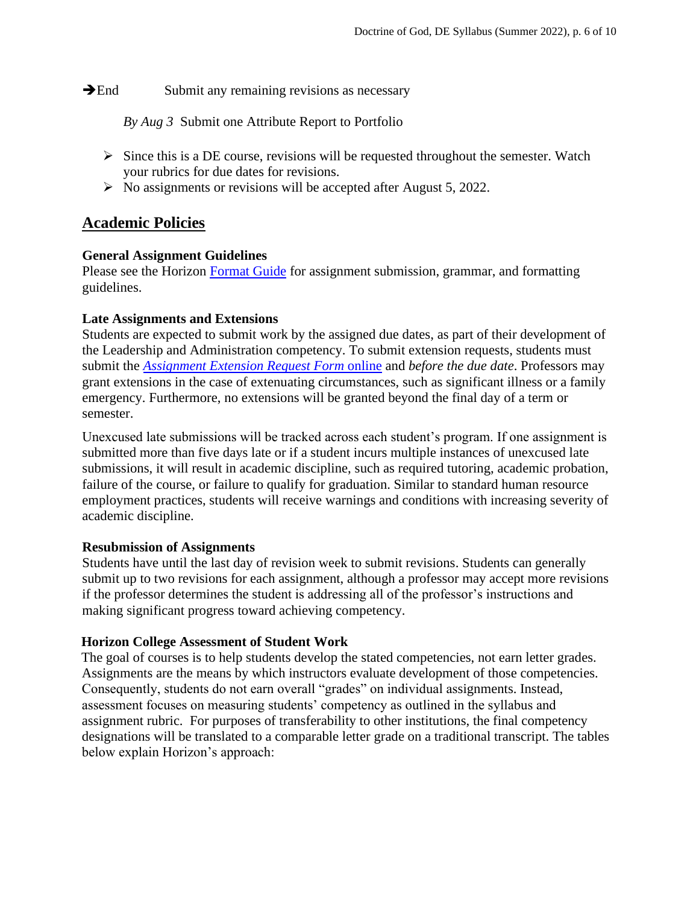➔End Submit any remaining revisions as necessary

*By Aug 3* Submit one Attribute Report to Portfolio

- Since this is a DE course, revisions will be requested throughout the semester. Watch your rubrics for due dates for revisions.
- No assignments or revisions will be accepted after August 5, 2022.

## Academic Policies

**General Assignment Guidelines**
Please see the Horizon Format Guide for assignment submission, grammar, and formatting guidelines.

**Late Assignments and Extensions**
Students are expected to submit work by the assigned due dates, as part of their development of the Leadership and Administration competency. To submit extension requests, students must submit the *Assignment Extension Request Form* online and *before the due date*. Professors may grant extensions in the case of extenuating circumstances, such as significant illness or a family emergency. Furthermore, no extensions will be granted beyond the final day of a term or semester.

Unexcused late submissions will be tracked across each student's program. If one assignment is submitted more than five days late or if a student incurs multiple instances of unexcused late submissions, it will result in academic discipline, such as required tutoring, academic probation, failure of the course, or failure to qualify for graduation. Similar to standard human resource employment practices, students will receive warnings and conditions with increasing severity of academic discipline.

**Resubmission of Assignments**
Students have until the last day of revision week to submit revisions. Students can generally submit up to two revisions for each assignment, although a professor may accept more revisions if the professor determines the student is addressing all of the professor's instructions and making significant progress toward achieving competency.

**Horizon College Assessment of Student Work**
The goal of courses is to help students develop the stated competencies, not earn letter grades. Assignments are the means by which instructors evaluate development of those competencies. Consequently, students do not earn overall "grades" on individual assignments. Instead, assessment focuses on measuring students' competency as outlined in the syllabus and assignment rubric. For purposes of transferability to other institutions, the final competency designations will be translated to a comparable letter grade on a traditional transcript. The tables below explain Horizon's approach: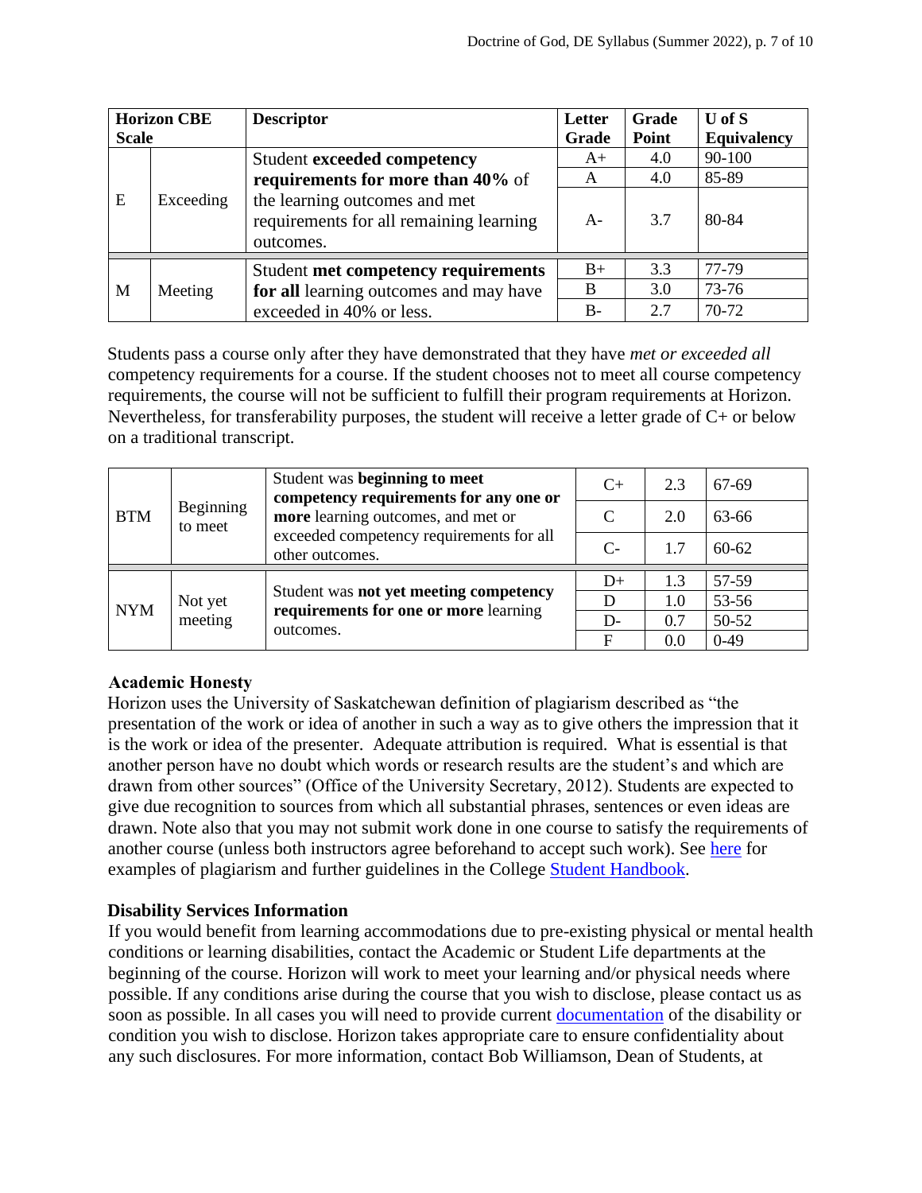| Horizon CBE Scale | | Descriptor | Letter Grade | Grade Point | U of S Equivalency |
|---|---|---|---|---|---|
| E | Exceeding | Student **exceeded competency requirements for more than 40%** of the learning outcomes and met requirements for all remaining learning outcomes. | A+ | 4.0 | 90-100 |
| | | | A | 4.0 | 85-89 |
| | | | A- | 3.7 | 80-84 |
| M | Meeting | Student **met competency requirements for all** learning outcomes and may have exceeded in 40% or less. | B+ | 3.3 | 77-79 |
| | | | B | 3.0 | 73-76 |
| | | | B- | 2.7 | 70-72 |

Students pass a course only after they have demonstrated that they have *met or exceeded all* competency requirements for a course. If the student chooses not to meet all course competency requirements, the course will not be sufficient to fulfill their program requirements at Horizon. Nevertheless, for transferability purposes, the student will receive a letter grade of C+ or below on a traditional transcript.

| | | | | | |
|---|---|---|---|---|---|
| BTM | Beginning to meet | Student was **beginning to meet competency requirements for any one or more** learning outcomes, and met or exceeded competency requirements for all other outcomes. | C+ | 2.3 | 67-69 |
| | | | C | 2.0 | 63-66 |
| | | | C- | 1.7 | 60-62 |
| NYM | Not yet meeting | Student was **not yet meeting competency requirements for one or more** learning outcomes. | D+ | 1.3 | 57-59 |
| | | | D | 1.0 | 53-56 |
| | | | D- | 0.7 | 50-52 |
| | | | F | 0.0 | 0-49 |

### Academic Honesty

Horizon uses the University of Saskatchewan definition of plagiarism described as "the presentation of the work or idea of another in such a way as to give others the impression that it is the work or idea of the presenter. Adequate attribution is required. What is essential is that another person have no doubt which words or research results are the student's and which are drawn from other sources" (Office of the University Secretary, 2012). Students are expected to give due recognition to sources from which all substantial phrases, sentences or even ideas are drawn. Note also that you may not submit work done in one course to satisfy the requirements of another course (unless both instructors agree beforehand to accept such work). See here for examples of plagiarism and further guidelines in the College Student Handbook.

### Disability Services Information

If you would benefit from learning accommodations due to pre-existing physical or mental health conditions or learning disabilities, contact the Academic or Student Life departments at the beginning of the course. Horizon will work to meet your learning and/or physical needs where possible. If any conditions arise during the course that you wish to disclose, please contact us as soon as possible. In all cases you will need to provide current documentation of the disability or condition you wish to disclose. Horizon takes appropriate care to ensure confidentiality about any such disclosures. For more information, contact Bob Williamson, Dean of Students, at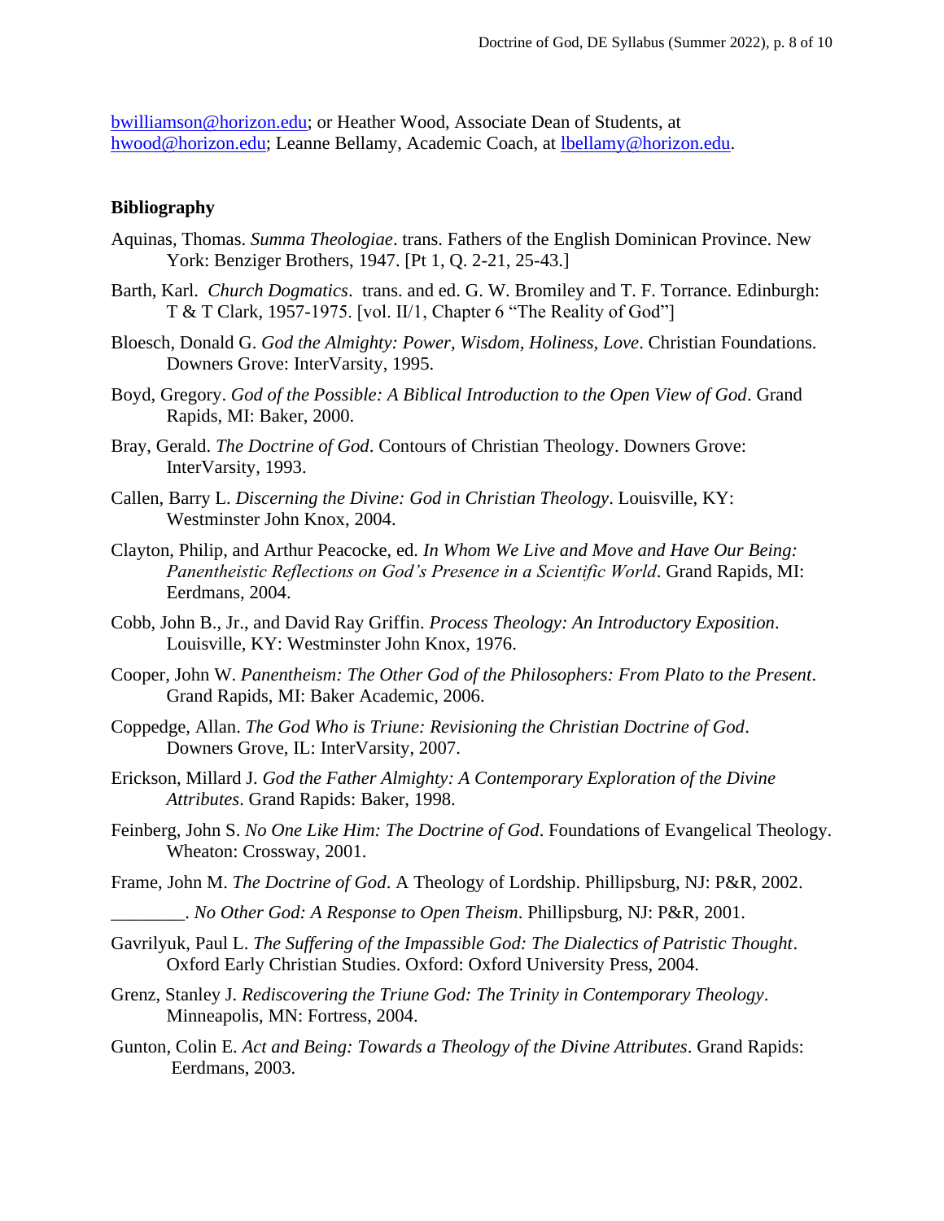bwilliamson@horizon.edu; or Heather Wood, Associate Dean of Students, at hwood@horizon.edu; Leanne Bellamy, Academic Coach, at lbellamy@horizon.edu.

## Bibliography

Aquinas, Thomas. *Summa Theologiae*. trans. Fathers of the English Dominican Province. New York: Benziger Brothers, 1947. [Pt 1, Q. 2-21, 25-43.]

Barth, Karl. *Church Dogmatics*. trans. and ed. G. W. Bromiley and T. F. Torrance. Edinburgh: T & T Clark, 1957-1975. [vol. II/1, Chapter 6 "The Reality of God"]

Bloesch, Donald G. *God the Almighty: Power, Wisdom, Holiness, Love*. Christian Foundations. Downers Grove: InterVarsity, 1995.

Boyd, Gregory. *God of the Possible: A Biblical Introduction to the Open View of God*. Grand Rapids, MI: Baker, 2000.

Bray, Gerald. *The Doctrine of God*. Contours of Christian Theology. Downers Grove: InterVarsity, 1993.

Callen, Barry L. *Discerning the Divine: God in Christian Theology*. Louisville, KY: Westminster John Knox, 2004.

Clayton, Philip, and Arthur Peacocke, ed. *In Whom We Live and Move and Have Our Being: Panentheistic Reflections on God's Presence in a Scientific World*. Grand Rapids, MI: Eerdmans, 2004.

Cobb, John B., Jr., and David Ray Griffin. *Process Theology: An Introductory Exposition*. Louisville, KY: Westminster John Knox, 1976.

Cooper, John W. *Panentheism: The Other God of the Philosophers: From Plato to the Present*. Grand Rapids, MI: Baker Academic, 2006.

Coppedge, Allan. *The God Who is Triune: Revisioning the Christian Doctrine of God*. Downers Grove, IL: InterVarsity, 2007.

Erickson, Millard J. *God the Father Almighty: A Contemporary Exploration of the Divine Attributes*. Grand Rapids: Baker, 1998.

Feinberg, John S. *No One Like Him: The Doctrine of God*. Foundations of Evangelical Theology. Wheaton: Crossway, 2001.

Frame, John M. *The Doctrine of God*. A Theology of Lordship. Phillipsburg, NJ: P&R, 2002.

________. *No Other God: A Response to Open Theism*. Phillipsburg, NJ: P&R, 2001.

Gavrilyuk, Paul L. *The Suffering of the Impassible God: The Dialectics of Patristic Thought*. Oxford Early Christian Studies. Oxford: Oxford University Press, 2004.

Grenz, Stanley J. *Rediscovering the Triune God: The Trinity in Contemporary Theology*. Minneapolis, MN: Fortress, 2004.

Gunton, Colin E. *Act and Being: Towards a Theology of the Divine Attributes*. Grand Rapids: Eerdmans, 2003.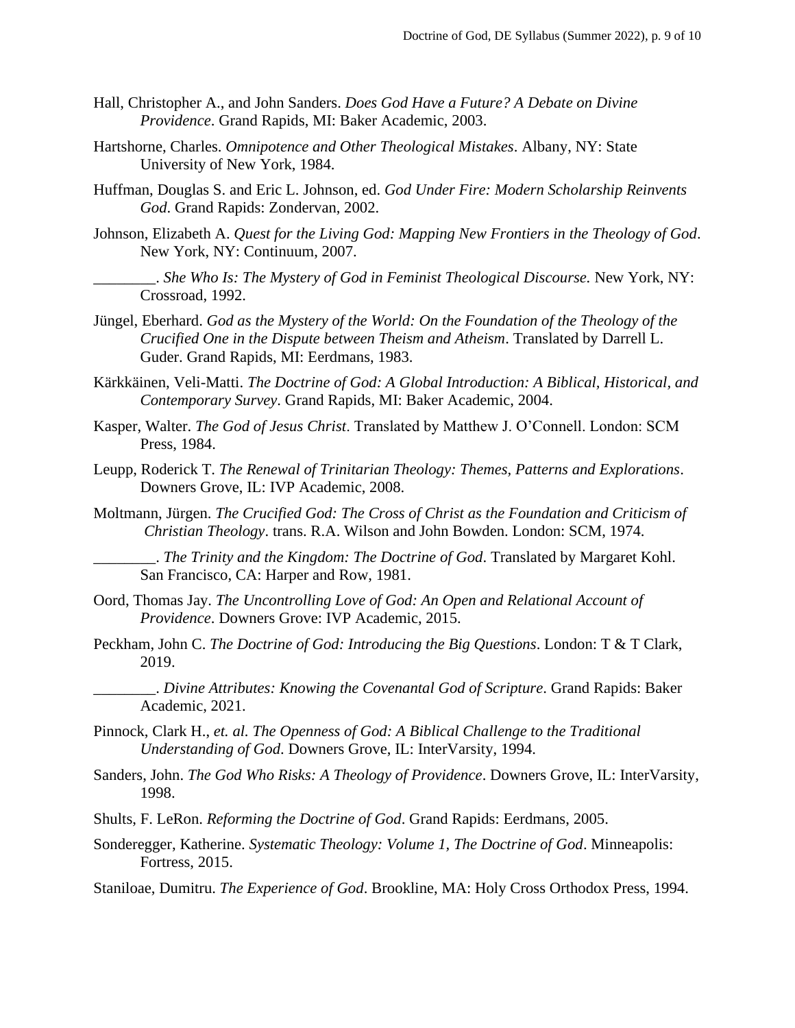Hall, Christopher A., and John Sanders. *Does God Have a Future? A Debate on Divine Providence*. Grand Rapids, MI: Baker Academic, 2003.

Hartshorne, Charles. *Omnipotence and Other Theological Mistakes*. Albany, NY: State University of New York, 1984.

Huffman, Douglas S. and Eric L. Johnson, ed. *God Under Fire: Modern Scholarship Reinvents God*. Grand Rapids: Zondervan, 2002.

Johnson, Elizabeth A. *Quest for the Living God: Mapping New Frontiers in the Theology of God*. New York, NY: Continuum, 2007.

________. *She Who Is: The Mystery of God in Feminist Theological Discourse.* New York, NY: Crossroad, 1992.

Jüngel, Eberhard. *God as the Mystery of the World: On the Foundation of the Theology of the Crucified One in the Dispute between Theism and Atheism*. Translated by Darrell L. Guder. Grand Rapids, MI: Eerdmans, 1983.

Kärkkäinen, Veli-Matti. *The Doctrine of God: A Global Introduction: A Biblical, Historical, and Contemporary Survey*. Grand Rapids, MI: Baker Academic, 2004.

Kasper, Walter. *The God of Jesus Christ*. Translated by Matthew J. O'Connell. London: SCM Press, 1984.

Leupp, Roderick T. *The Renewal of Trinitarian Theology: Themes, Patterns and Explorations*. Downers Grove, IL: IVP Academic, 2008.

Moltmann, Jürgen. *The Crucified God: The Cross of Christ as the Foundation and Criticism of Christian Theology*. trans. R.A. Wilson and John Bowden. London: SCM, 1974.

________. *The Trinity and the Kingdom: The Doctrine of God*. Translated by Margaret Kohl. San Francisco, CA: Harper and Row, 1981.

Oord, Thomas Jay. *The Uncontrolling Love of God: An Open and Relational Account of Providence*. Downers Grove: IVP Academic, 2015.

Peckham, John C. *The Doctrine of God: Introducing the Big Questions*. London: T & T Clark, 2019.

________. *Divine Attributes: Knowing the Covenantal God of Scripture*. Grand Rapids: Baker Academic, 2021.

Pinnock, Clark H., *et. al. The Openness of God: A Biblical Challenge to the Traditional Understanding of God*. Downers Grove, IL: InterVarsity, 1994.

Sanders, John. *The God Who Risks: A Theology of Providence*. Downers Grove, IL: InterVarsity, 1998.

Shults, F. LeRon. *Reforming the Doctrine of God*. Grand Rapids: Eerdmans, 2005.

Sonderegger, Katherine. *Systematic Theology: Volume 1, The Doctrine of God*. Minneapolis: Fortress, 2015.

Staniloae, Dumitru. *The Experience of God*. Brookline, MA: Holy Cross Orthodox Press, 1994.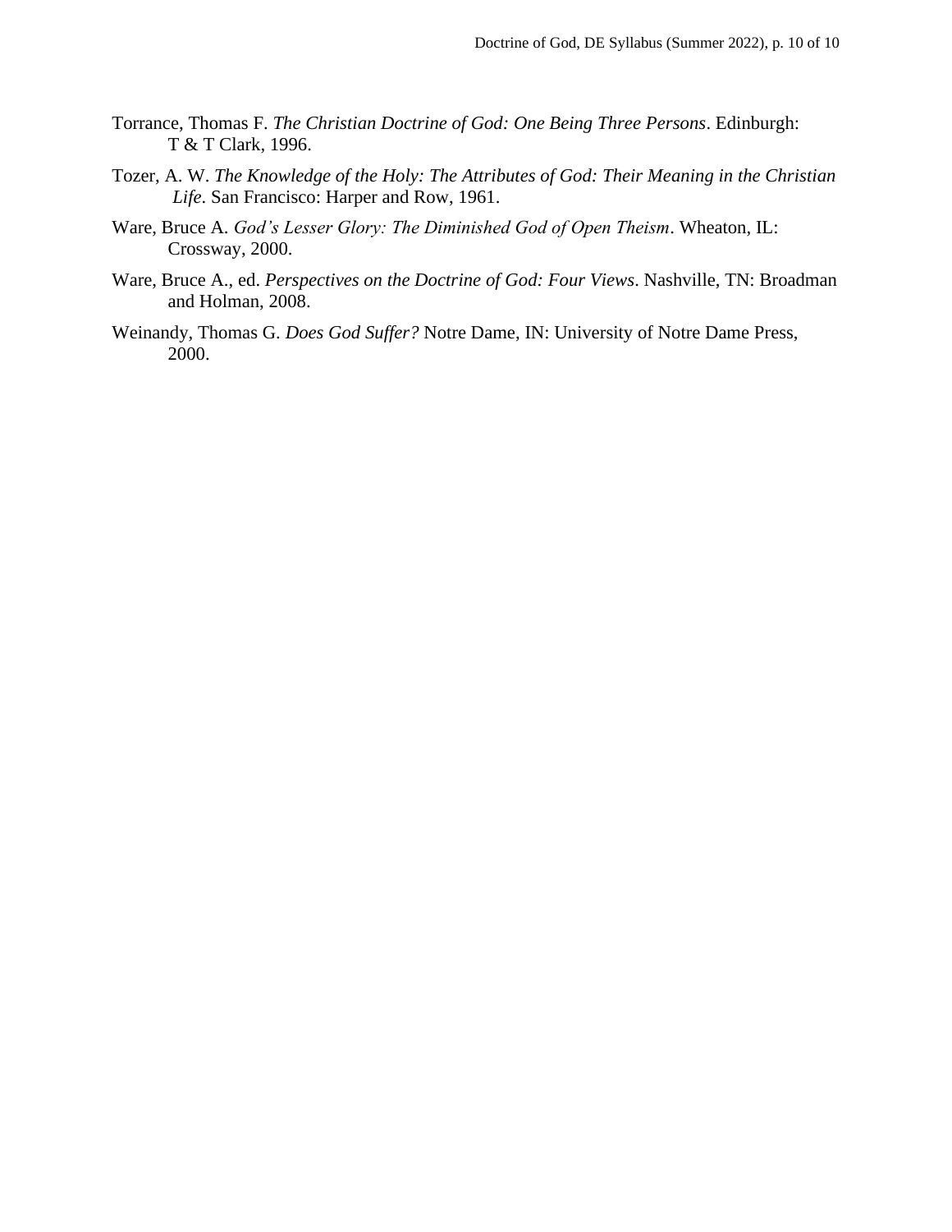Torrance, Thomas F. *The Christian Doctrine of God: One Being Three Persons*. Edinburgh: T & T Clark, 1996.

Tozer, A. W. *The Knowledge of the Holy: The Attributes of God: Their Meaning in the Christian Life*. San Francisco: Harper and Row, 1961.

Ware, Bruce A. *God's Lesser Glory: The Diminished God of Open Theism*. Wheaton, IL: Crossway, 2000.

Ware, Bruce A., ed. *Perspectives on the Doctrine of God: Four Views*. Nashville, TN: Broadman and Holman, 2008.

Weinandy, Thomas G. *Does God Suffer?* Notre Dame, IN: University of Notre Dame Press, 2000.